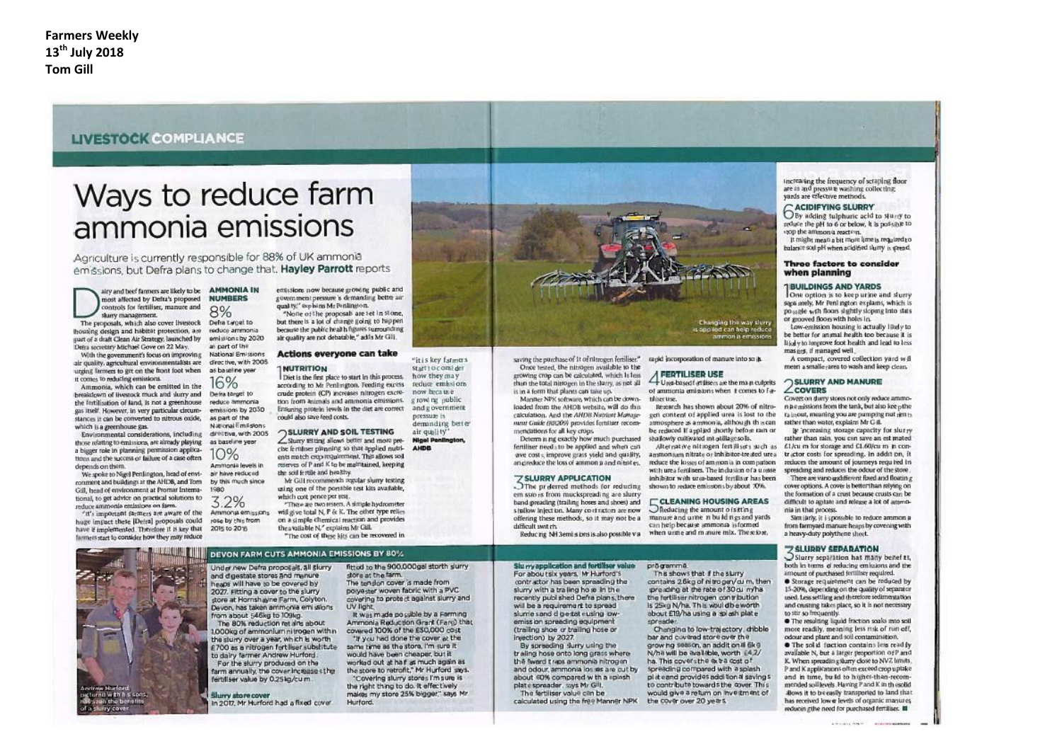**Farmers Weekly**
**13th July 2018**
**Tom Gill**

LIVESTOCK COMPLIANCE

# Ways to reduce farm ammonia emissions

Agriculture is currently responsible for 88% of UK ammonia emissions, but Defra plans to change that. **Hayley Parrott** reports

Dairy and beef farmers are likely to be most affected by Defra's proposed controls for fertiliser, manure and slurry management.

The proposals, which also cover livestock housing design and habitat protection, are part of a draft Clean Air Strategy, launched by Defra secretary Michael Gove on 22 May.

With the government's focus on improving air quality, agricultural environmentalists are urging farmers to get on the front foot when it comes to reducing emissions.

Ammonia, which can be emitted in the breakdown of livestock muck and slurry and the fertilisation of land, is not a greenhouse gas itself. However, in very particular circumstances it can be converted to nitrous oxide, which is a greenhouse gas.

Environmental considerations, including those relating to emissions, are already playing a bigger role in planning permission applications and the success or failure of a case often depends on them.

We spoke to Nigel Penlington, head of environment and buildings at the AHDB, and Tom Gill, head of environment at Promar International, to get advice on practical solutions to reduce ammonia emissions on farm.

"It's important farmers are aware of the huge impact these [Defra] proposals could have if implemented. Therefore it is key that farmers start to consider how they may reduce emissions now because growing public and government pressure is demanding better air quality," explains Mr Penlington.

"None of the proposals are set in stone, but there is a lot of change going to happen because the public health figures surrounding air quality are not debatable," adds Mr Gill.

## AMMONIA IN NUMBERS

**8%** Defra target to reduce ammonia emissions by 2020 as part of the National Emissions directive, with 2005 as baseline year

**16%** Defra target to reduce ammonia emissions by 2030 as part of the National Emissions directive, with 2005 as baseline year

**10%** Ammonia levels in air have reduced by this much since 1980

**3.2%** Ammonia emissions rose by this from 2015 to 2016

## Actions everyone can take

### 1 NUTRITION

Diet is the first place to start in this process, according to Mr Penlington. Feeding excess crude protein (CP) increases nitrogen excretion from animals and ammonia emissions. Ensuring protein levels in the diet are correct could also save feed costs.

> "It is key farmers start to consider how they may reduce emissions now because growing public and government pressure is demanding better air quality"
> **Nigel Penlington, AHDB**

### 2 SLURRY AND SOIL TESTING

Slurry testing allows better and more precise fertiliser planning so that applied nutrients match crop requirement. This allows soil reserves of P and K to be maintained, keeping the soil fertile and healthy.

Mr Gill recommends regular slurry testing using one of the portable test kits available, which cost pence per test.

"There are two testers. A simple hydrometer will give total N, P & K. The other type relies on a simple chemical reaction and provides the available N," explains Mr Gill.

"The cost of these kits can be recovered in saving the purchase of 1t of nitrogen fertiliser."

Once tested, the nitrogen available to the growing crop can be calculated, which is less than the total nitrogen in the slurry, as not all is in a form that plants can take up.

Manner NPK software, which can be downloaded from the AHDB website, will do this calculation. And the *AHDB Nutrient Management Guide (RB209)* provides fertiliser recommendations for all key crops.

Determining exactly how much purchased fertiliser needs to be applied and when can save costs, improve grass yield and quality, and reduce the loss of ammonia and nitrates.

### 3 SLURRY APPLICATION

The preferred methods for reducing emissions from muckspreading are slurry band-spreading (trailing hoses and shoes) and shallow injection. Many contractors are now offering these methods, so it may not be a difficult switch.

Reducing $NH_3$ emissions is also possible via rapid incorporation of manure into soils.

### 4 FERTILISER USE

Urea-based fertilisers are the main culprits of ammonia emissions when it comes to fertiliser use.

Research has shown about 20% of nitrogen content of applied urea is lost to the atmosphere as ammonia, although this can be reduced if applied shortly before rain or shallowly cultivated into tillage soils.

Alternative nitrogen fertilisers such as ammonium nitrate or inhibitor-treated urea reduce the losses of ammonia in comparison with urea fertilisers. The inclusion of a urease inhibitor with urea-based fertiliser has been shown to reduce emissions by about 70%.

### 5 CLEANING HOUSING AREAS

Reducing the amount of sitting manure and urine in buildings and yards can help because ammonia is formed when urine and manure mix. Therefore, increasing the frequency of scraping floor yards are all pressure washing collecting yards are effective methods.

### 6 ACIDIFYING SLURRY

By adding sulphuric acid to slurry to reduce the pH to 6 or below, it is possible to stop the ammonia reaction.

It might mean a bit more lime is required to balance soil pH when acidified slurry is spread.

Changing the way slurry is applied can help reduce ammonia emissions

## DEVON FARM CUTS AMMONIA EMISSIONS BY 80%

Under new Defra proposals, all slurry and digestate stores and manure heaps will have to be covered by 2027. Fitting a cover to the slurry store at Hornshayne Farm, Colyton, Devon, has taken ammonia emissions from about 548kg to 109kg.

The 80% reduction retains about 1,000kg of ammonium nitrogen within the slurry over a year, which is worth £700 as a nitrogen fertiliser substitute to dairy farmer Andrew Hurford.

For the slurry produced on the farm annually, the cover increases the fertiliser value by 0.25kg/cu m.

### Slurry store cover

In 2017, Mr Hurford had a fixed cover fitted to the 900,000gal storth slurry store at the farm.

The tension cover is made from polyester woven fabric with a PVC covering to protect against slurry and UV light.

It was made possible by a Farming Ammonia Reduction Grant (Farg) that covered 100% of the £50,000 cost.

"If you had done the cover at the same time as the store, I'm sure it would have been cheaper, but it worked out at half as much again as the store to retrofit," Mr Hurford says.

"Covering slurry stores I'm sure is the right thing to do. It effectively makes my store 25% bigger," says Mr Hurford.

### Slurry application and fertiliser value

For about six years, Mr Hurford's contractor has been spreading the slurry with a trailing hose. In the recently published Defra plans, there will be a requirement to spread slurries and digestat using low-emission spreading equipment (trailing shoe or trailing hose or injection) by 2027.

By spreading slurry using the trailing hose onto long grass where the sward traps ammonia nitrogen and odour, ammonia losses are cut by about 60% compared with a splash plate spreader, says Mr Gill.

The fertiliser value can be calculated using the free Manner NPK programme.

This shows that if the slurry contains 2.6kg of nitrogen/cu m, then spreading at the rate of 30cu m/ha the fertiliser nitrogen contribution is 25kg N/ha. This would be worth about £19/ha using a splash plate spreader.

Changing to low-trajectory, dribble bar and covered store over the growing season, an addition 6kg N/ha will be available, worth £4.2/ha. This covers the extra cost of spreading compared with a splash plate and provides additional savings to contribute towards the cover. This would give a return on investment of the cover over 20 years.

Andrew Hurford, pictured with his sons, has seen the benefits of a slurry cover

## Three factors to consider when planning

### 1 BUILDINGS AND YARDS

One option is to keep urine and slurry separately, Mr Penlington explains, which is possible with floors slightly sloping into slats or grooved floors with holes in.

Low-emission housing is actually likely to be better for animal health too because it is likely to improve foot health and lead to less mastitis, if managed well.

A compact, covered collection yard will mean a smaller area to wash and keep clean.

### 2 SLURRY AND MANURE COVERS

Cover on slurry stores not only reduce ammonia emissions from the tank, but also keep the rain out, meaning you are pumping nutrients rather than water, explains Mr Gill.

By increasing storage capacity for slurry rather than rain, you can save an estimated £1/cu m for storage and £1.60/cu m in contractor costs for spreading. In addition, it reduces the amount of journeys required in spreading and reduces the odour of the store.

There are various different fixed and floating cover options. A cover is better than relying on the formation of a crust because crusts can be difficult to agitate and release a lot of ammonia in that process.

Similarly, it is possible to reduce ammonia from farmyard manure heaps by covering with a heavy-duty polythene sheet.

### 3 SLURRY SEPARATION

Slurry separation has many benefits, both in terms of reducing emissions and the amount of purchased fertiliser required.

- Storage requirement can be reduced by 15-20%, depending on the quality of separator used. Less settling and therefore sedimentation and crusting takes place, so it is not necessary to stir so frequently.
- The resulting liquid fraction soaks into soil more readily, meaning less risk of run off, odour and plant and soil contamination.
- The solid fraction contains less readily available N, but a larger proportion of P and K. When spreading slurry close to NVZ limits, P and K applications often exceed crop uptake and in time, build to higher-than-recommended soil levels. Having P and K in the solid allows it to be easily transported to land that has received lower levels of organic manures, reducing the need for purchased fertiliser.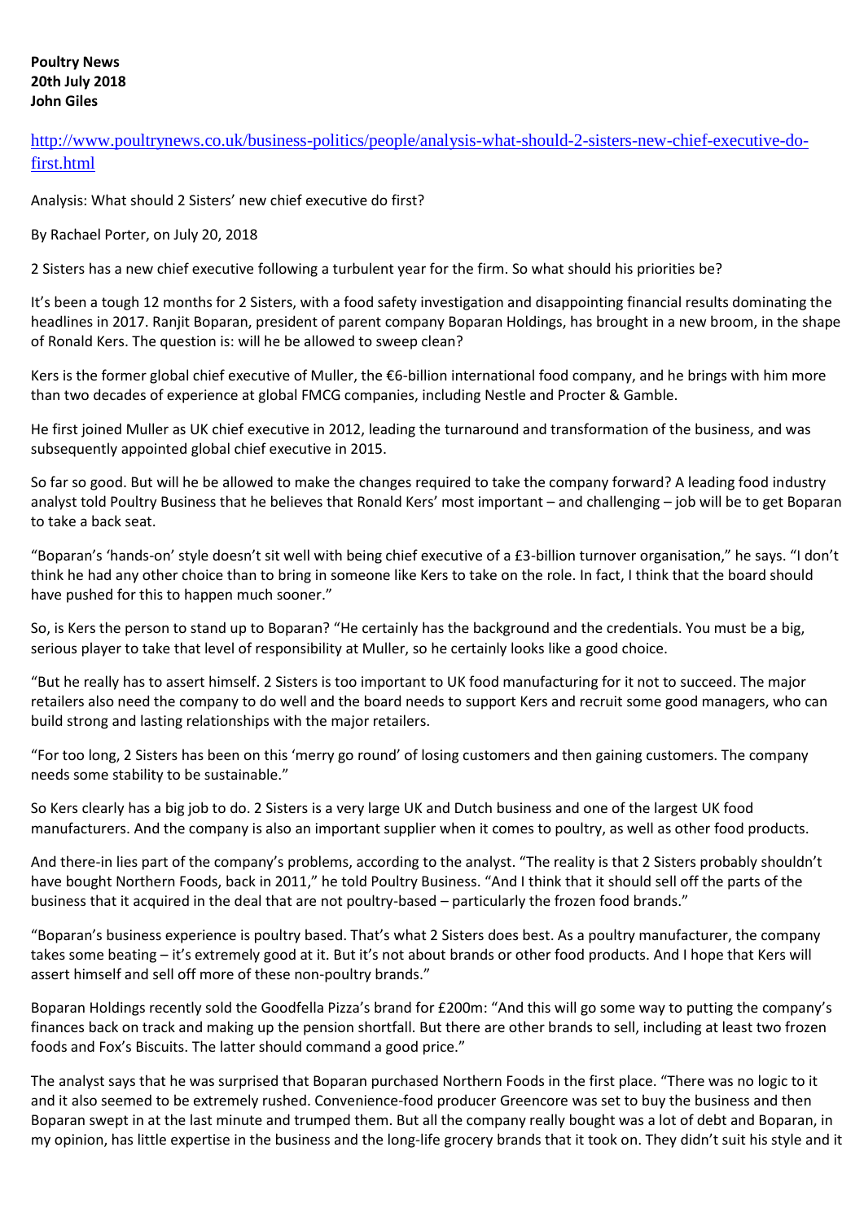**Poultry News**
**20th July 2018**
**John Giles**

[http://www.poultrynews.co.uk/business-politics/people/analysis-what-should-2-sisters-new-chief-executive-do-first.html](http://www.poultrynews.co.uk/business-politics/people/analysis-what-should-2-sisters-new-chief-executive-do-first.html)

Analysis: What should 2 Sisters' new chief executive do first?

By Rachael Porter, on July 20, 2018

2 Sisters has a new chief executive following a turbulent year for the firm. So what should his priorities be?

It's been a tough 12 months for 2 Sisters, with a food safety investigation and disappointing financial results dominating the headlines in 2017. Ranjit Boparan, president of parent company Boparan Holdings, has brought in a new broom, in the shape of Ronald Kers. The question is: will he be allowed to sweep clean?

Kers is the former global chief executive of Muller, the €6-billion international food company, and he brings with him more than two decades of experience at global FMCG companies, including Nestle and Procter & Gamble.

He first joined Muller as UK chief executive in 2012, leading the turnaround and transformation of the business, and was subsequently appointed global chief executive in 2015.

So far so good. But will he be allowed to make the changes required to take the company forward? A leading food industry analyst told Poultry Business that he believes that Ronald Kers' most important – and challenging – job will be to get Boparan to take a back seat.

"Boparan's 'hands-on' style doesn't sit well with being chief executive of a £3-billion turnover organisation," he says. "I don't think he had any other choice than to bring in someone like Kers to take on the role. In fact, I think that the board should have pushed for this to happen much sooner."

So, is Kers the person to stand up to Boparan? "He certainly has the background and the credentials. You must be a big, serious player to take that level of responsibility at Muller, so he certainly looks like a good choice.

"But he really has to assert himself. 2 Sisters is too important to UK food manufacturing for it not to succeed. The major retailers also need the company to do well and the board needs to support Kers and recruit some good managers, who can build strong and lasting relationships with the major retailers.

"For too long, 2 Sisters has been on this 'merry go round' of losing customers and then gaining customers. The company needs some stability to be sustainable."

So Kers clearly has a big job to do. 2 Sisters is a very large UK and Dutch business and one of the largest UK food manufacturers. And the company is also an important supplier when it comes to poultry, as well as other food products.

And there-in lies part of the company's problems, according to the analyst. "The reality is that 2 Sisters probably shouldn't have bought Northern Foods, back in 2011," he told Poultry Business. "And I think that it should sell off the parts of the business that it acquired in the deal that are not poultry-based – particularly the frozen food brands."

"Boparan's business experience is poultry based. That's what 2 Sisters does best. As a poultry manufacturer, the company takes some beating – it's extremely good at it. But it's not about brands or other food products. And I hope that Kers will assert himself and sell off more of these non-poultry brands."

Boparan Holdings recently sold the Goodfella Pizza's brand for £200m: "And this will go some way to putting the company's finances back on track and making up the pension shortfall. But there are other brands to sell, including at least two frozen foods and Fox's Biscuits. The latter should command a good price."

The analyst says that he was surprised that Boparan purchased Northern Foods in the first place. "There was no logic to it and it also seemed to be extremely rushed. Convenience-food producer Greencore was set to buy the business and then Boparan swept in at the last minute and trumped them. But all the company really bought was a lot of debt and Boparan, in my opinion, has little expertise in the business and the long-life grocery brands that it took on. They didn't suit his style and it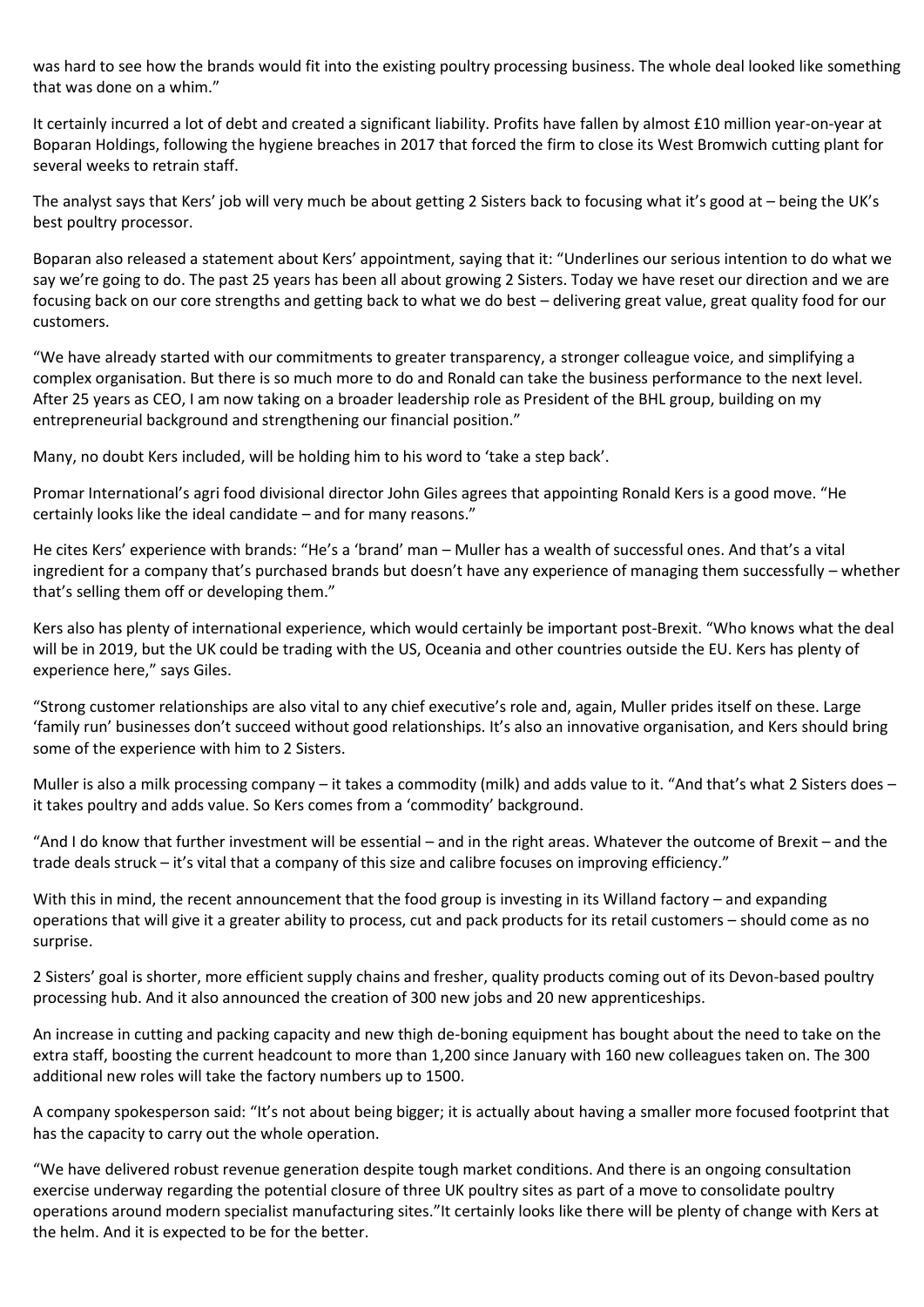was hard to see how the brands would fit into the existing poultry processing business. The whole deal looked like something that was done on a whim."

It certainly incurred a lot of debt and created a significant liability. Profits have fallen by almost £10 million year-on-year at Boparan Holdings, following the hygiene breaches in 2017 that forced the firm to close its West Bromwich cutting plant for several weeks to retrain staff.

The analyst says that Kers' job will very much be about getting 2 Sisters back to focusing what it's good at – being the UK's best poultry processor.

Boparan also released a statement about Kers' appointment, saying that it: "Underlines our serious intention to do what we say we're going to do. The past 25 years has been all about growing 2 Sisters. Today we have reset our direction and we are focusing back on our core strengths and getting back to what we do best – delivering great value, great quality food for our customers.

"We have already started with our commitments to greater transparency, a stronger colleague voice, and simplifying a complex organisation. But there is so much more to do and Ronald can take the business performance to the next level. After 25 years as CEO, I am now taking on a broader leadership role as President of the BHL group, building on my entrepreneurial background and strengthening our financial position."

Many, no doubt Kers included, will be holding him to his word to 'take a step back'.

Promar International's agri food divisional director John Giles agrees that appointing Ronald Kers is a good move. "He certainly looks like the ideal candidate – and for many reasons."

He cites Kers' experience with brands: "He's a 'brand' man – Muller has a wealth of successful ones. And that's a vital ingredient for a company that's purchased brands but doesn't have any experience of managing them successfully – whether that's selling them off or developing them."

Kers also has plenty of international experience, which would certainly be important post-Brexit. "Who knows what the deal will be in 2019, but the UK could be trading with the US, Oceania and other countries outside the EU. Kers has plenty of experience here," says Giles.

"Strong customer relationships are also vital to any chief executive's role and, again, Muller prides itself on these. Large 'family run' businesses don't succeed without good relationships. It's also an innovative organisation, and Kers should bring some of the experience with him to 2 Sisters.

Muller is also a milk processing company – it takes a commodity (milk) and adds value to it. "And that's what 2 Sisters does – it takes poultry and adds value. So Kers comes from a 'commodity' background.

"And I do know that further investment will be essential – and in the right areas. Whatever the outcome of Brexit – and the trade deals struck – it's vital that a company of this size and calibre focuses on improving efficiency."

With this in mind, the recent announcement that the food group is investing in its Willand factory – and expanding operations that will give it a greater ability to process, cut and pack products for its retail customers – should come as no surprise.

2 Sisters' goal is shorter, more efficient supply chains and fresher, quality products coming out of its Devon-based poultry processing hub. And it also announced the creation of 300 new jobs and 20 new apprenticeships.

An increase in cutting and packing capacity and new thigh de-boning equipment has bought about the need to take on the extra staff, boosting the current headcount to more than 1,200 since January with 160 new colleagues taken on. The 300 additional new roles will take the factory numbers up to 1500.

A company spokesperson said: "It's not about being bigger; it is actually about having a smaller more focused footprint that has the capacity to carry out the whole operation.

"We have delivered robust revenue generation despite tough market conditions. And there is an ongoing consultation exercise underway regarding the potential closure of three UK poultry sites as part of a move to consolidate poultry operations around modern specialist manufacturing sites."It certainly looks like there will be plenty of change with Kers at the helm. And it is expected to be for the better.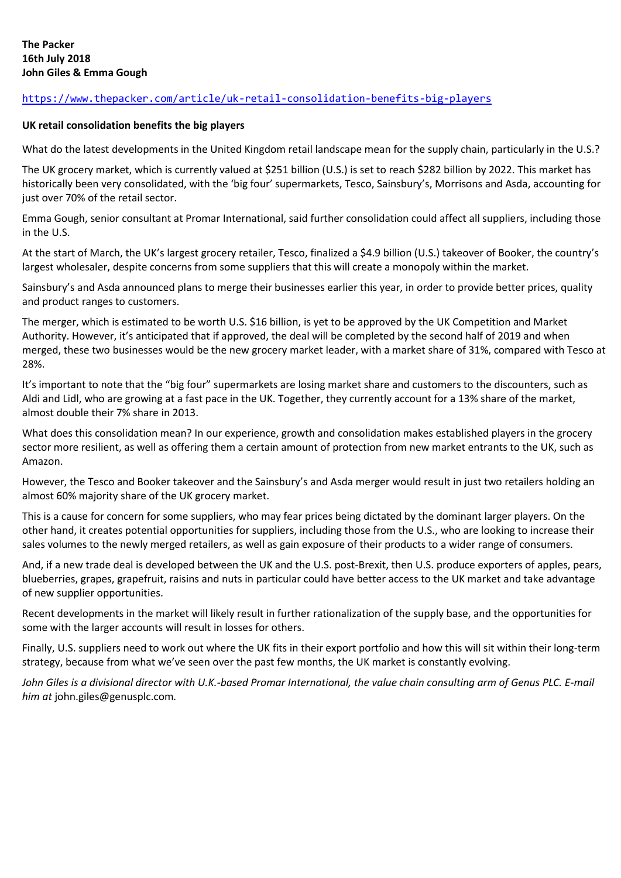**The Packer**
**16th July 2018**
**John Giles & Emma Gough**

https://www.thepacker.com/article/uk-retail-consolidation-benefits-big-players

**UK retail consolidation benefits the big players**

What do the latest developments in the United Kingdom retail landscape mean for the supply chain, particularly in the U.S.?

The UK grocery market, which is currently valued at $251 billion (U.S.) is set to reach $282 billion by 2022. This market has historically been very consolidated, with the 'big four' supermarkets, Tesco, Sainsbury's, Morrisons and Asda, accounting for just over 70% of the retail sector.

Emma Gough, senior consultant at Promar International, said further consolidation could affect all suppliers, including those in the U.S.

At the start of March, the UK's largest grocery retailer, Tesco, finalized a $4.9 billion (U.S.) takeover of Booker, the country's largest wholesaler, despite concerns from some suppliers that this will create a monopoly within the market.

Sainsbury's and Asda announced plans to merge their businesses earlier this year, in order to provide better prices, quality and product ranges to customers.

The merger, which is estimated to be worth U.S. $16 billion, is yet to be approved by the UK Competition and Market Authority. However, it's anticipated that if approved, the deal will be completed by the second half of 2019 and when merged, these two businesses would be the new grocery market leader, with a market share of 31%, compared with Tesco at 28%.

It's important to note that the "big four" supermarkets are losing market share and customers to the discounters, such as Aldi and Lidl, who are growing at a fast pace in the UK. Together, they currently account for a 13% share of the market, almost double their 7% share in 2013.

What does this consolidation mean? In our experience, growth and consolidation makes established players in the grocery sector more resilient, as well as offering them a certain amount of protection from new market entrants to the UK, such as Amazon.

However, the Tesco and Booker takeover and the Sainsbury's and Asda merger would result in just two retailers holding an almost 60% majority share of the UK grocery market.

This is a cause for concern for some suppliers, who may fear prices being dictated by the dominant larger players. On the other hand, it creates potential opportunities for suppliers, including those from the U.S., who are looking to increase their sales volumes to the newly merged retailers, as well as gain exposure of their products to a wider range of consumers.

And, if a new trade deal is developed between the UK and the U.S. post-Brexit, then U.S. produce exporters of apples, pears, blueberries, grapes, grapefruit, raisins and nuts in particular could have better access to the UK market and take advantage of new supplier opportunities.

Recent developments in the market will likely result in further rationalization of the supply base, and the opportunities for some with the larger accounts will result in losses for others.

Finally, U.S. suppliers need to work out where the UK fits in their export portfolio and how this will sit within their long-term strategy, because from what we've seen over the past few months, the UK market is constantly evolving.

*John Giles is a divisional director with U.K.-based Promar International, the value chain consulting arm of Genus PLC. E-mail him at* john.giles@genusplc.com*.*